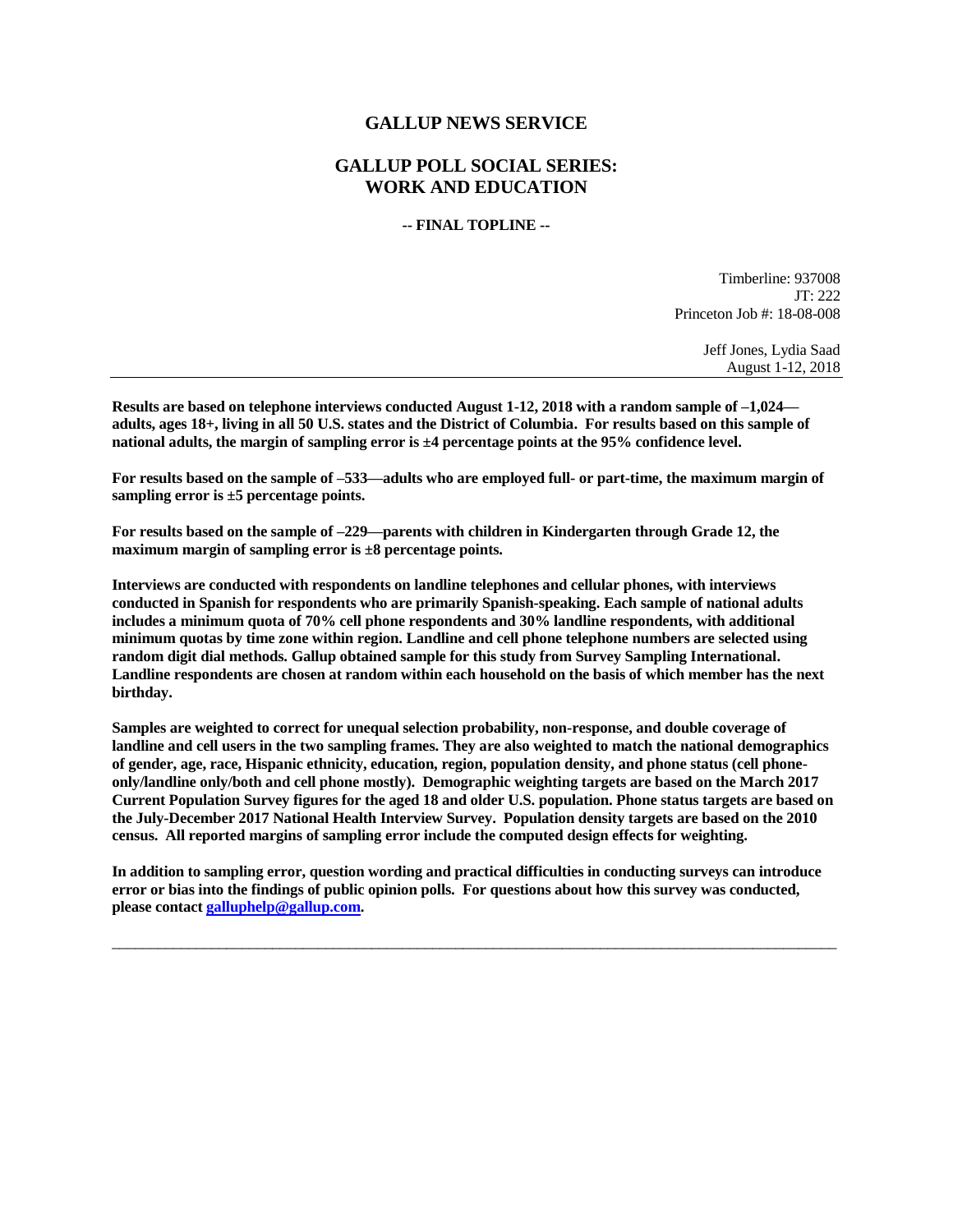# GALLUP NEWS SERVICE

## GALLUP POLL SOCIAL SERIES: WORK AND EDUCATION

**-- FINAL TOPLINE --**

Timberline: 937008
JT: 222
Princeton Job #: 18-08-008

Jeff Jones, Lydia Saad
August 1-12, 2018

---

**Results are based on telephone interviews conducted August 1-12, 2018 with a random sample of –1,024—adults, ages 18+, living in all 50 U.S. states and the District of Columbia. For results based on this sample of national adults, the margin of sampling error is ±4 percentage points at the 95% confidence level.**

**For results based on the sample of –533—adults who are employed full- or part-time, the maximum margin of sampling error is ±5 percentage points.**

**For results based on the sample of –229—parents with children in Kindergarten through Grade 12, the maximum margin of sampling error is ±8 percentage points.**

**Interviews are conducted with respondents on landline telephones and cellular phones, with interviews conducted in Spanish for respondents who are primarily Spanish-speaking. Each sample of national adults includes a minimum quota of 70% cell phone respondents and 30% landline respondents, with additional minimum quotas by time zone within region. Landline and cell phone telephone numbers are selected using random digit dial methods. Gallup obtained sample for this study from Survey Sampling International. Landline respondents are chosen at random within each household on the basis of which member has the next birthday.**

**Samples are weighted to correct for unequal selection probability, non-response, and double coverage of landline and cell users in the two sampling frames. They are also weighted to match the national demographics of gender, age, race, Hispanic ethnicity, education, region, population density, and phone status (cell phone-only/landline only/both and cell phone mostly). Demographic weighting targets are based on the March 2017 Current Population Survey figures for the aged 18 and older U.S. population. Phone status targets are based on the July-December 2017 National Health Interview Survey. Population density targets are based on the 2010 census. All reported margins of sampling error include the computed design effects for weighting.**

**In addition to sampling error, question wording and practical difficulties in conducting surveys can introduce error or bias into the findings of public opinion polls. For questions about how this survey was conducted, please contact [galluphelp@gallup.com](mailto:galluphelp@gallup.com).**

---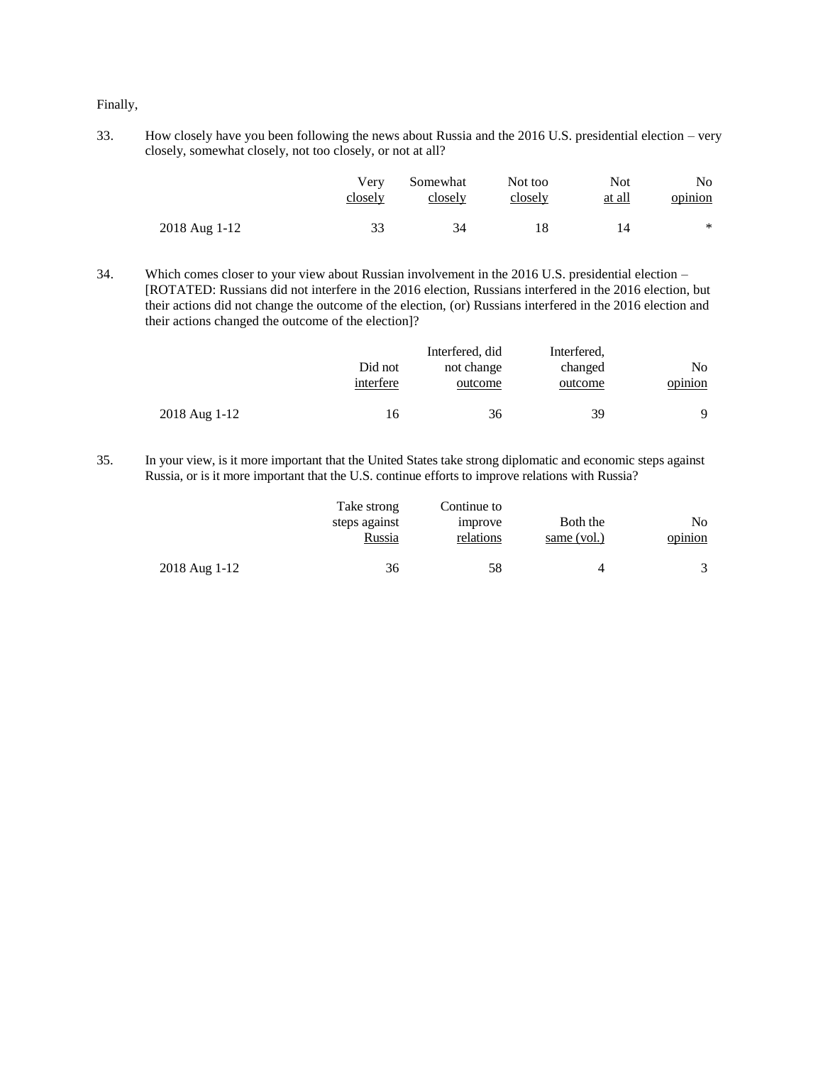Finally,

33. How closely have you been following the news about Russia and the 2016 U.S. presidential election – very closely, somewhat closely, not too closely, or not at all?

| | Very closely | Somewhat closely | Not too closely | Not at all | No opinion |
|---|---|---|---|---|---|
| 2018 Aug 1-12 | 33 | 34 | 18 | 14 | * |

34. Which comes closer to your view about Russian involvement in the 2016 U.S. presidential election – [ROTATED: Russians did not interfere in the 2016 election, Russians interfered in the 2016 election, but their actions did not change the outcome of the election, (or) Russians interfered in the 2016 election and their actions changed the outcome of the election]?

| | Did not interfere | Interfered, did not change outcome | Interfered, changed outcome | No opinion |
|---|---|---|---|---|
| 2018 Aug 1-12 | 16 | 36 | 39 | 9 |

35. In your view, is it more important that the United States take strong diplomatic and economic steps against Russia, or is it more important that the U.S. continue efforts to improve relations with Russia?

| | Take strong steps against Russia | Continue to improve relations | Both the same (vol.) | No opinion |
|---|---|---|---|---|
| 2018 Aug 1-12 | 36 | 58 | 4 | 3 |